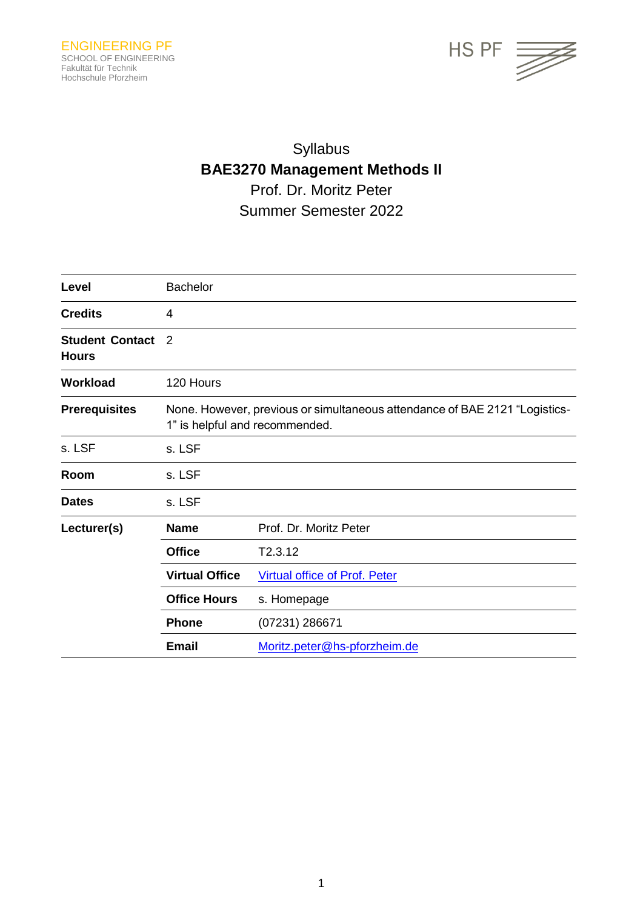ENGINEERING PF
SCHOOL OF ENGINEERING
Fakultät für Technik
Hochschule Pforzheim

HS PF

Syllabus

# BAE3270 Management Methods II

Prof. Dr. Moritz Peter

Summer Semester 2022

| | | |
|---|---|---|
| **Level** | Bachelor | |
| **Credits** | 4 | |
| **Student Contact Hours** | 2 | |
| **Workload** | 120 Hours | |
| **Prerequisites** | None. However, previous or simultaneous attendance of BAE 2121 "Logistics-1" is helpful and recommended. | |
| s. LSF | s. LSF | |
| **Room** | s. LSF | |
| **Dates** | s. LSF | |
| **Lecturer(s)** | **Name** | Prof. Dr. Moritz Peter |
| | **Office** | T2.3.12 |
| | **Virtual Office** | Virtual office of Prof. Peter |
| | **Office Hours** | s. Homepage |
| | **Phone** | (07231) 286671 |
| | **Email** | Moritz.peter@hs-pforzheim.de |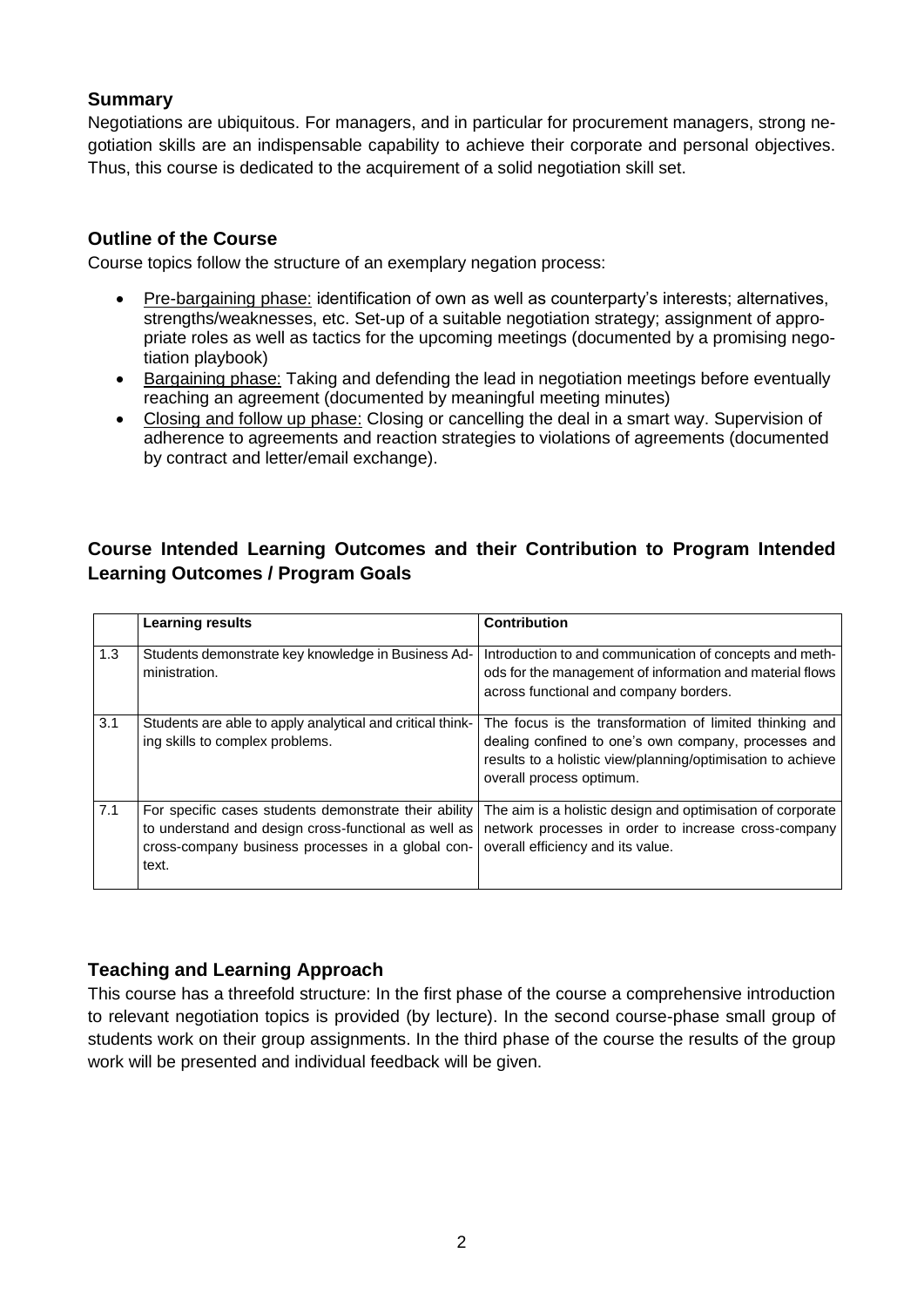## Summary

Negotiations are ubiquitous. For managers, and in particular for procurement managers, strong negotiation skills are an indispensable capability to achieve their corporate and personal objectives. Thus, this course is dedicated to the acquirement of a solid negotiation skill set.

## Outline of the Course

Course topics follow the structure of an exemplary negation process:

- Pre-bargaining phase: identification of own as well as counterparty's interests; alternatives, strengths/weaknesses, etc. Set-up of a suitable negotiation strategy; assignment of appropriate roles as well as tactics for the upcoming meetings (documented by a promising negotiation playbook)
- Bargaining phase: Taking and defending the lead in negotiation meetings before eventually reaching an agreement (documented by meaningful meeting minutes)
- Closing and follow up phase: Closing or cancelling the deal in a smart way. Supervision of adherence to agreements and reaction strategies to violations of agreements (documented by contract and letter/email exchange).

## Course Intended Learning Outcomes and their Contribution to Program Intended Learning Outcomes / Program Goals

| | Learning results | Contribution |
|---|---|---|
| 1.3 | Students demonstrate key knowledge in Business Administration. | Introduction to and communication of concepts and methods for the management of information and material flows across functional and company borders. |
| 3.1 | Students are able to apply analytical and critical thinking skills to complex problems. | The focus is the transformation of limited thinking and dealing confined to one's own company, processes and results to a holistic view/planning/optimisation to achieve overall process optimum. |
| 7.1 | For specific cases students demonstrate their ability to understand and design cross-functional as well as cross-company business processes in a global context. | The aim is a holistic design and optimisation of corporate network processes in order to increase cross-company overall efficiency and its value. |

## Teaching and Learning Approach

This course has a threefold structure: In the first phase of the course a comprehensive introduction to relevant negotiation topics is provided (by lecture). In the second course-phase small group of students work on their group assignments. In the third phase of the course the results of the group work will be presented and individual feedback will be given.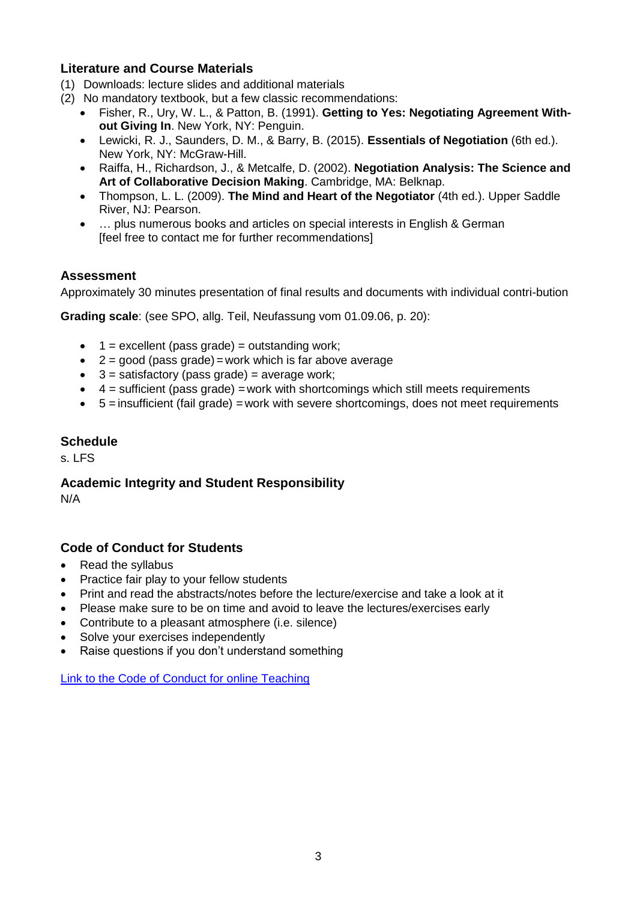### Literature and Course Materials

(1) Downloads: lecture slides and additional materials

(2) No mandatory textbook, but a few classic recommendations:

- Fisher, R., Ury, W. L., & Patton, B. (1991). **Getting to Yes: Negotiating Agreement Without Giving In**. New York, NY: Penguin.
- Lewicki, R. J., Saunders, D. M., & Barry, B. (2015). **Essentials of Negotiation** (6th ed.). New York, NY: McGraw-Hill.
- Raiffa, H., Richardson, J., & Metcalfe, D. (2002). **Negotiation Analysis: The Science and Art of Collaborative Decision Making**. Cambridge, MA: Belknap.
- Thompson, L. L. (2009). **The Mind and Heart of the Negotiator** (4th ed.). Upper Saddle River, NJ: Pearson.
- … plus numerous books and articles on special interests in English & German [feel free to contact me for further recommendations]

### Assessment

Approximately 30 minutes presentation of final results and documents with individual contri-bution

**Grading scale**: (see SPO, allg. Teil, Neufassung vom 01.09.06, p. 20):

- 1 = excellent (pass grade) = outstanding work;
- 2 = good (pass grade) = work which is far above average
- 3 = satisfactory (pass grade) = average work;
- 4 = sufficient (pass grade) = work with shortcomings which still meets requirements
- 5 = insufficient (fail grade) = work with severe shortcomings, does not meet requirements

### Schedule

s. LFS

### Academic Integrity and Student Responsibility

N/A

### Code of Conduct for Students

- Read the syllabus
- Practice fair play to your fellow students
- Print and read the abstracts/notes before the lecture/exercise and take a look at it
- Please make sure to be on time and avoid to leave the lectures/exercises early
- Contribute to a pleasant atmosphere (i.e. silence)
- Solve your exercises independently
- Raise questions if you don't understand something

Link to the Code of Conduct for online Teaching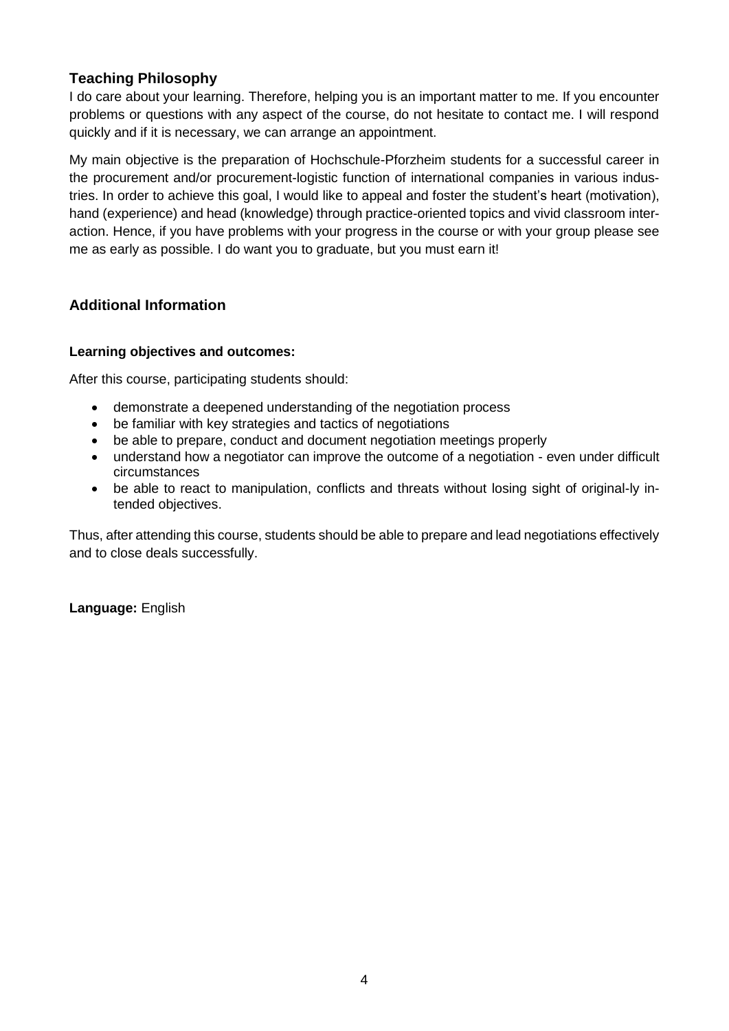## Teaching Philosophy

I do care about your learning. Therefore, helping you is an important matter to me. If you encounter problems or questions with any aspect of the course, do not hesitate to contact me. I will respond quickly and if it is necessary, we can arrange an appointment.

My main objective is the preparation of Hochschule-Pforzheim students for a successful career in the procurement and/or procurement-logistic function of international companies in various industries. In order to achieve this goal, I would like to appeal and foster the student's heart (motivation), hand (experience) and head (knowledge) through practice-oriented topics and vivid classroom interaction. Hence, if you have problems with your progress in the course or with your group please see me as early as possible. I do want you to graduate, but you must earn it!

## Additional Information

**Learning objectives and outcomes:**

After this course, participating students should:

- demonstrate a deepened understanding of the negotiation process
- be familiar with key strategies and tactics of negotiations
- be able to prepare, conduct and document negotiation meetings properly
- understand how a negotiator can improve the outcome of a negotiation - even under difficult circumstances
- be able to react to manipulation, conflicts and threats without losing sight of original-ly intended objectives.

Thus, after attending this course, students should be able to prepare and lead negotiations effectively and to close deals successfully.

**Language:** English